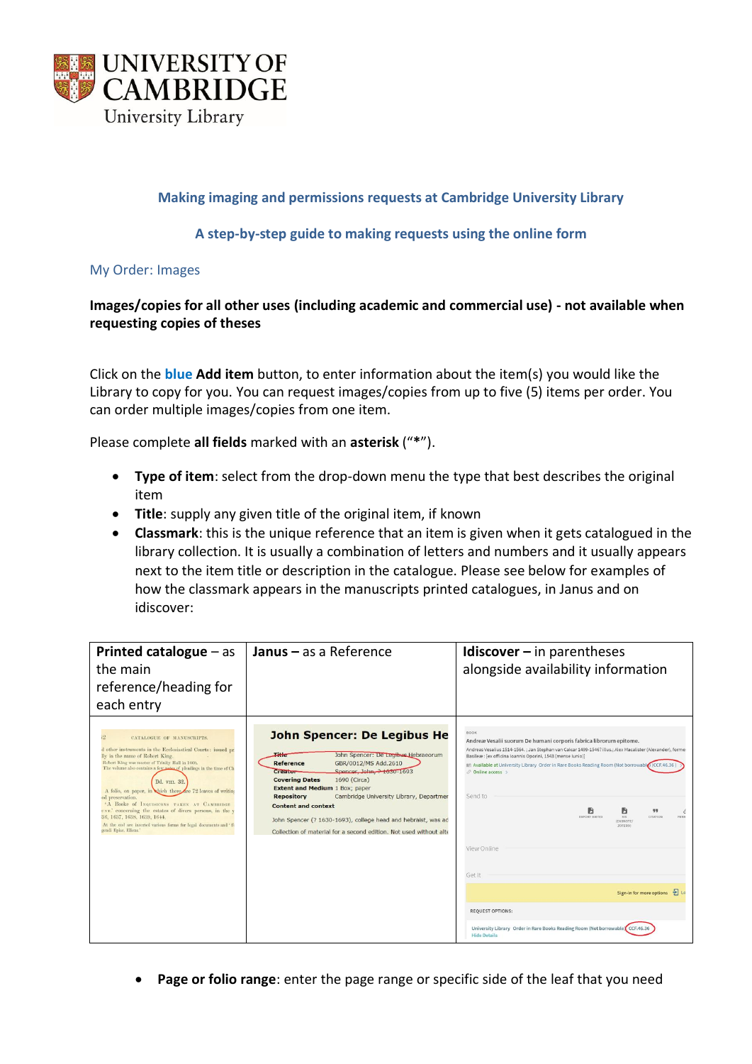# Making imaging and permissions requests at Cambridge University Library

## A step-by-step guide to making requests using the online form

### My Order: Images

**Images/copies for all other uses (including academic and commercial use) - not available when requesting copies of theses**

Click on the **blue Add item** button, to enter information about the item(s) you would like the Library to copy for you. You can request images/copies from up to five (5) items per order. You can order multiple images/copies from one item.

Please complete **all fields** marked with an **asterisk** ("*").

- **Type of item**: select from the drop-down menu the type that best describes the original item
- **Title**: supply any given title of the original item, if known
- **Classmark**: this is the unique reference that an item is given when it gets catalogued in the library collection. It is usually a combination of letters and numbers and it usually appears next to the item title or description in the catalogue. Please see below for examples of how the classmark appears in the manuscripts printed catalogues, in Janus and on idiscover:

| **Printed catalogue** – as the main reference/heading for each entry | **Janus** – as a Reference | **Idiscover** – in parentheses alongside availability information |
| --- | --- | --- |
| | | |

- **Page or folio range**: enter the page range or specific side of the leaf that you need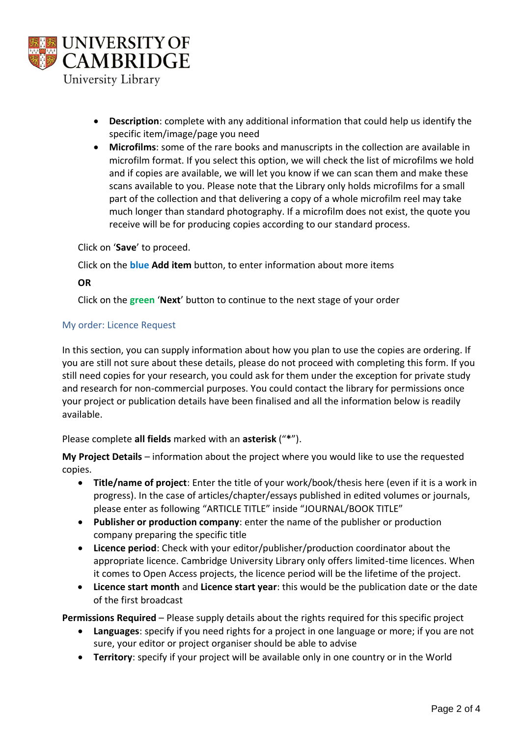- **Description**: complete with any additional information that could help us identify the specific item/image/page you need
- **Microfilms**: some of the rare books and manuscripts in the collection are available in microfilm format. If you select this option, we will check the list of microfilms we hold and if copies are available, we will let you know if we can scan them and make these scans available to you. Please note that the Library only holds microfilms for a small part of the collection and that delivering a copy of a whole microfilm reel may take much longer than standard photography. If a microfilm does not exist, the quote you receive will be for producing copies according to our standard process.

Click on '**Save**' to proceed.

Click on the **blue** **Add item** button, to enter information about more items

**OR**

Click on the **green** '**Next**' button to continue to the next stage of your order

## My order: Licence Request

In this section, you can supply information about how you plan to use the copies are ordering. If you are still not sure about these details, please do not proceed with completing this form. If you still need copies for your research, you could ask for them under the exception for private study and research for non-commercial purposes. You could contact the library for permissions once your project or publication details have been finalised and all the information below is readily available.

Please complete **all fields** marked with an **asterisk** ("**\***").

**My Project Details** – information about the project where you would like to use the requested copies.

- **Title/name of project**: Enter the title of your work/book/thesis here (even if it is a work in progress). In the case of articles/chapter/essays published in edited volumes or journals, please enter as following "ARTICLE TITLE" inside "JOURNAL/BOOK TITLE"
- **Publisher or production company**: enter the name of the publisher or production company preparing the specific title
- **Licence period**: Check with your editor/publisher/production coordinator about the appropriate licence. Cambridge University Library only offers limited-time licences. When it comes to Open Access projects, the licence period will be the lifetime of the project.
- **Licence start month** and **Licence start year**: this would be the publication date or the date of the first broadcast

**Permissions Required** – Please supply details about the rights required for this specific project

- **Languages**: specify if you need rights for a project in one language or more; if you are not sure, your editor or project organiser should be able to advise
- **Territory**: specify if your project will be available only in one country or in the World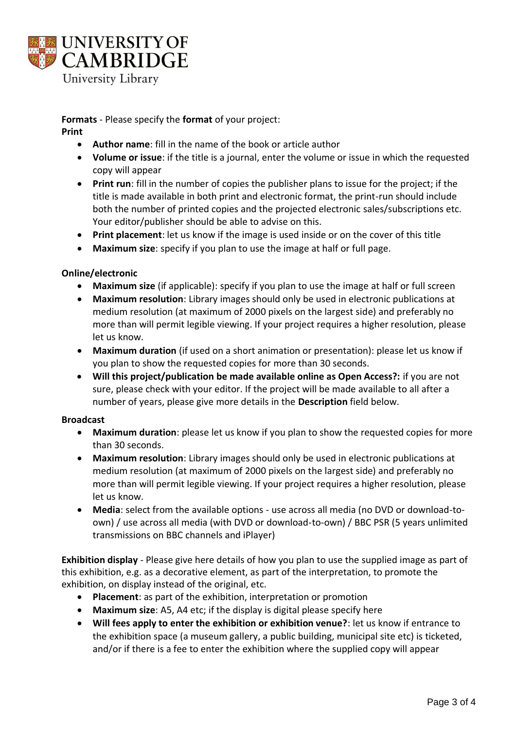**Formats** - Please specify the **format** of your project:

**Print**

- **Author name**: fill in the name of the book or article author
- **Volume or issue**: if the title is a journal, enter the volume or issue in which the requested copy will appear
- **Print run**: fill in the number of copies the publisher plans to issue for the project; if the title is made available in both print and electronic format, the print-run should include both the number of printed copies and the projected electronic sales/subscriptions etc. Your editor/publisher should be able to advise on this.
- **Print placement**: let us know if the image is used inside or on the cover of this title
- **Maximum size**: specify if you plan to use the image at half or full page.

**Online/electronic**

- **Maximum size** (if applicable): specify if you plan to use the image at half or full screen
- **Maximum resolution**: Library images should only be used in electronic publications at medium resolution (at maximum of 2000 pixels on the largest side) and preferably no more than will permit legible viewing. If your project requires a higher resolution, please let us know.
- **Maximum duration** (if used on a short animation or presentation): please let us know if you plan to show the requested copies for more than 30 seconds.
- **Will this project/publication be made available online as Open Access?:** if you are not sure, please check with your editor. If the project will be made available to all after a number of years, please give more details in the **Description** field below.

**Broadcast**

- **Maximum duration**: please let us know if you plan to show the requested copies for more than 30 seconds.
- **Maximum resolution**: Library images should only be used in electronic publications at medium resolution (at maximum of 2000 pixels on the largest side) and preferably no more than will permit legible viewing. If your project requires a higher resolution, please let us know.
- **Media**: select from the available options - use across all media (no DVD or download-to-own) / use across all media (with DVD or download-to-own) / BBC PSR (5 years unlimited transmissions on BBC channels and iPlayer)

**Exhibition display** - Please give here details of how you plan to use the supplied image as part of this exhibition, e.g. as a decorative element, as part of the interpretation, to promote the exhibition, on display instead of the original, etc.

- **Placement**: as part of the exhibition, interpretation or promotion
- **Maximum size**: A5, A4 etc; if the display is digital please specify here
- **Will fees apply to enter the exhibition or exhibition venue?**: let us know if entrance to the exhibition space (a museum gallery, a public building, municipal site etc) is ticketed, and/or if there is a fee to enter the exhibition where the supplied copy will appear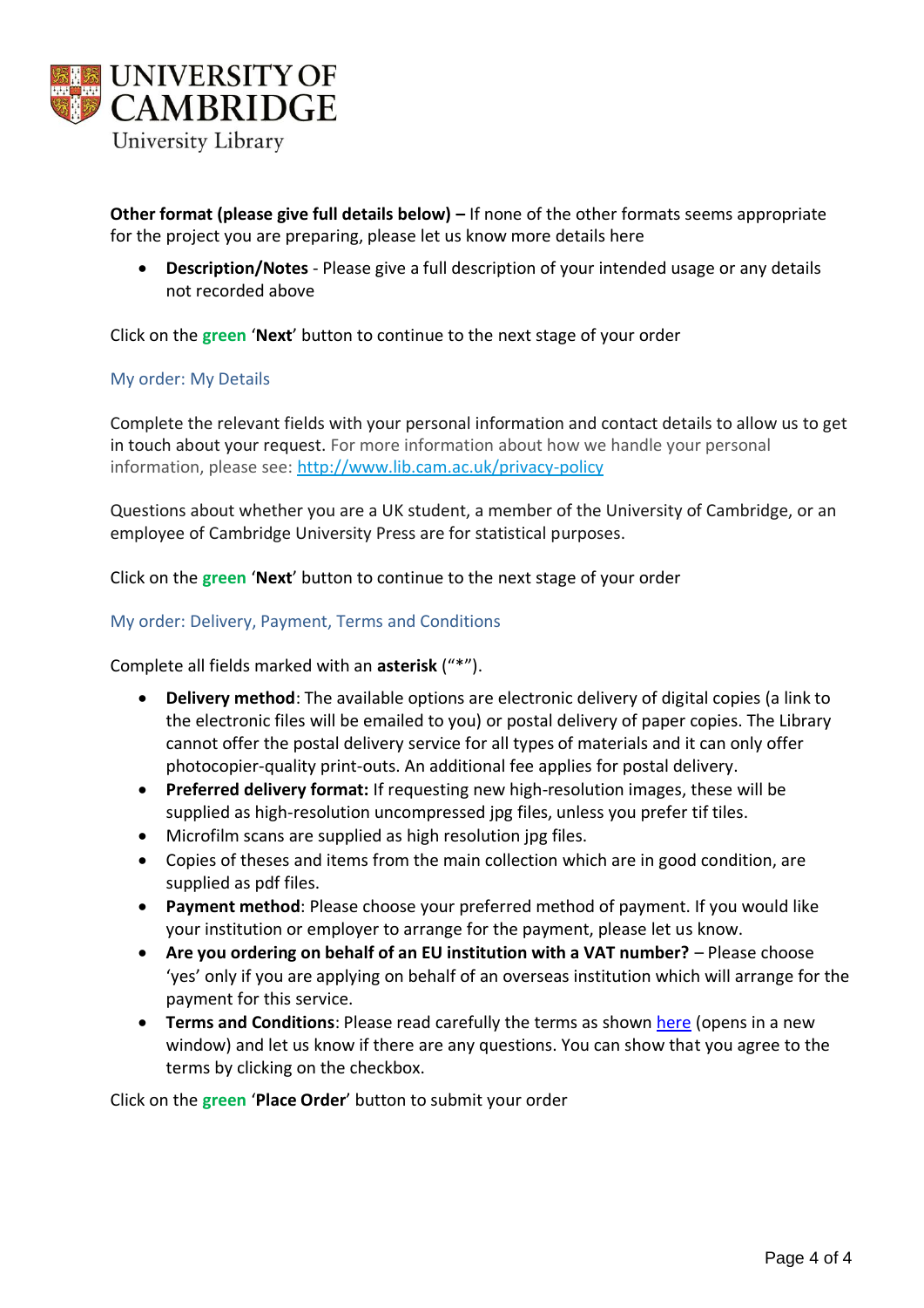**Other format (please give full details below) –** If none of the other formats seems appropriate for the project you are preparing, please let us know more details here

- **Description/Notes** - Please give a full description of your intended usage or any details not recorded above

Click on the **green** '**Next**' button to continue to the next stage of your order

### My order: My Details

Complete the relevant fields with your personal information and contact details to allow us to get in touch about your request. For more information about how we handle your personal information, please see: [http://www.lib.cam.ac.uk/privacy-policy](http://www.lib.cam.ac.uk/privacy-policy)

Questions about whether you are a UK student, a member of the University of Cambridge, or an employee of Cambridge University Press are for statistical purposes.

Click on the **green** '**Next**' button to continue to the next stage of your order

### My order: Delivery, Payment, Terms and Conditions

Complete all fields marked with an **asterisk** ("*").

- **Delivery method**: The available options are electronic delivery of digital copies (a link to the electronic files will be emailed to you) or postal delivery of paper copies. The Library cannot offer the postal delivery service for all types of materials and it can only offer photocopier-quality print-outs. An additional fee applies for postal delivery.
- **Preferred delivery format:** If requesting new high-resolution images, these will be supplied as high-resolution uncompressed jpg files, unless you prefer tif tiles.
- Microfilm scans are supplied as high resolution jpg files.
- Copies of theses and items from the main collection which are in good condition, are supplied as pdf files.
- **Payment method**: Please choose your preferred method of payment. If you would like your institution or employer to arrange for the payment, please let us know.
- **Are you ordering on behalf of an EU institution with a VAT number?** – Please choose 'yes' only if you are applying on behalf of an overseas institution which will arrange for the payment for this service.
- **Terms and Conditions**: Please read carefully the terms as shown here (opens in a new window) and let us know if there are any questions. You can show that you agree to the terms by clicking on the checkbox.

Click on the **green** '**Place Order**' button to submit your order